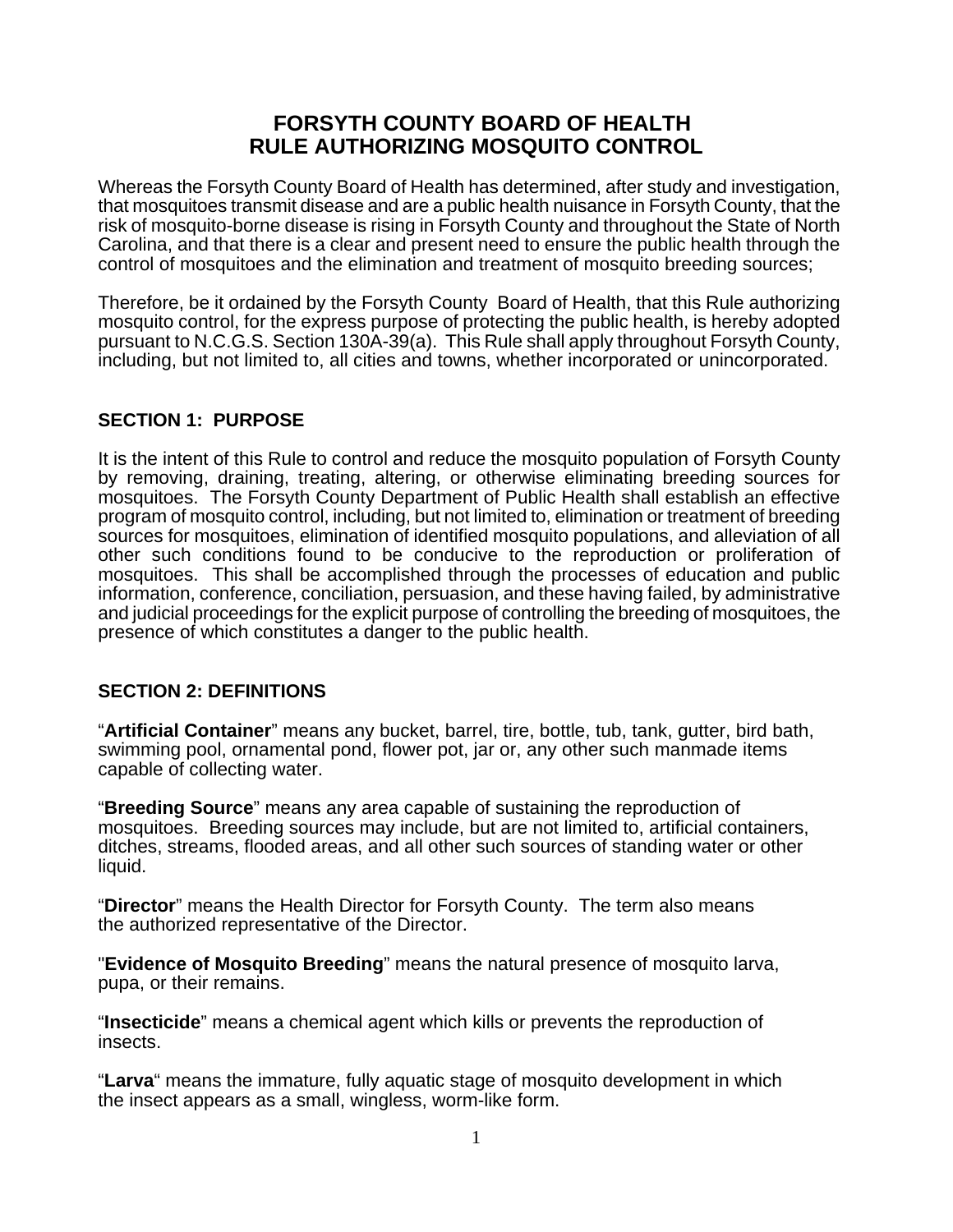# FORSYTH COUNTY BOARD OF HEALTH
# RULE AUTHORIZING MOSQUITO CONTROL

Whereas the Forsyth County Board of Health has determined, after study and investigation, that mosquitoes transmit disease and are a public health nuisance in Forsyth County, that the risk of mosquito-borne disease is rising in Forsyth County and throughout the State of North Carolina, and that there is a clear and present need to ensure the public health through the control of mosquitoes and the elimination and treatment of mosquito breeding sources;

Therefore, be it ordained by the Forsyth County Board of Health, that this Rule authorizing mosquito control, for the express purpose of protecting the public health, is hereby adopted pursuant to N.C.G.S. Section 130A-39(a). This Rule shall apply throughout Forsyth County, including, but not limited to, all cities and towns, whether incorporated or unincorporated.

## SECTION 1: PURPOSE

It is the intent of this Rule to control and reduce the mosquito population of Forsyth County by removing, draining, treating, altering, or otherwise eliminating breeding sources for mosquitoes. The Forsyth County Department of Public Health shall establish an effective program of mosquito control, including, but not limited to, elimination or treatment of breeding sources for mosquitoes, elimination of identified mosquito populations, and alleviation of all other such conditions found to be conducive to the reproduction or proliferation of mosquitoes. This shall be accomplished through the processes of education and public information, conference, conciliation, persuasion, and these having failed, by administrative and judicial proceedings for the explicit purpose of controlling the breeding of mosquitoes, the presence of which constitutes a danger to the public health.

## SECTION 2: DEFINITIONS

"**Artificial Container**" means any bucket, barrel, tire, bottle, tub, tank, gutter, bird bath, swimming pool, ornamental pond, flower pot, jar or, any other such manmade items capable of collecting water.

"**Breeding Source**" means any area capable of sustaining the reproduction of mosquitoes. Breeding sources may include, but are not limited to, artificial containers, ditches, streams, flooded areas, and all other such sources of standing water or other liquid.

"**Director**" means the Health Director for Forsyth County. The term also means the authorized representative of the Director.

"**Evidence of Mosquito Breeding**" means the natural presence of mosquito larva, pupa, or their remains.

"**Insecticide**" means a chemical agent which kills or prevents the reproduction of insects.

"**Larva**" means the immature, fully aquatic stage of mosquito development in which the insect appears as a small, wingless, worm-like form.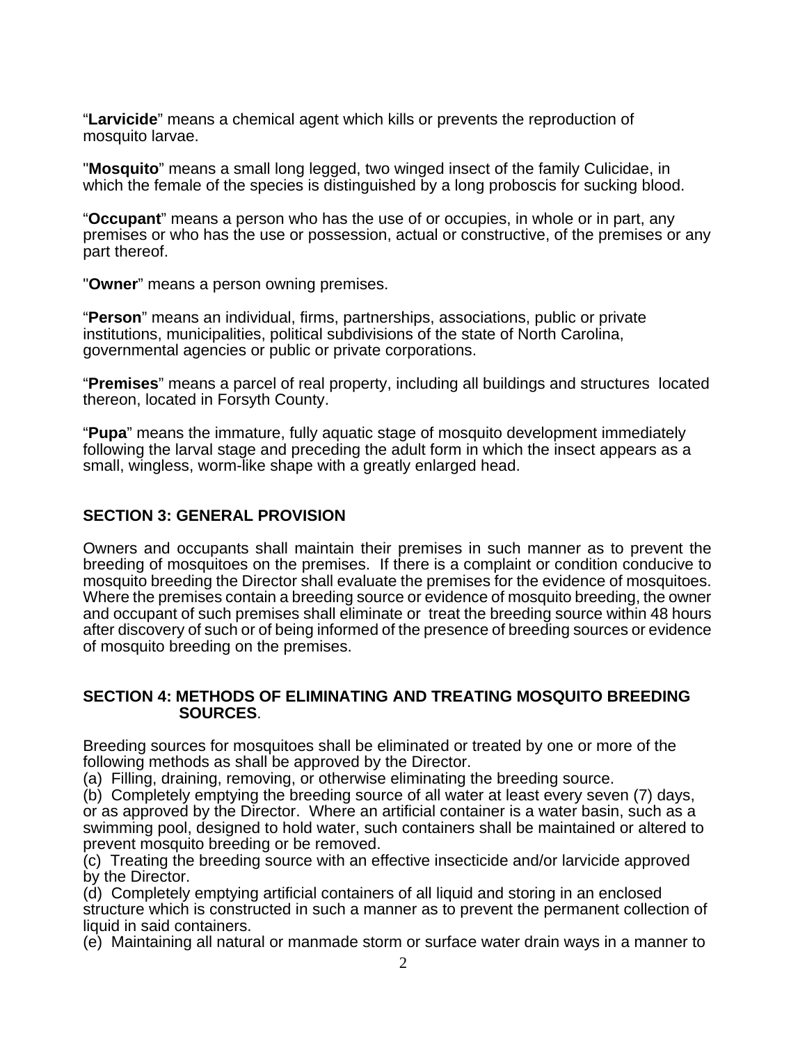"**Larvicide**" means a chemical agent which kills or prevents the reproduction of mosquito larvae.

"**Mosquito**" means a small long legged, two winged insect of the family Culicidae, in which the female of the species is distinguished by a long proboscis for sucking blood.

"**Occupant**" means a person who has the use of or occupies, in whole or in part, any premises or who has the use or possession, actual or constructive, of the premises or any part thereof.

"**Owner**" means a person owning premises.

"**Person**" means an individual, firms, partnerships, associations, public or private institutions, municipalities, political subdivisions of the state of North Carolina, governmental agencies or public or private corporations.

"**Premises**" means a parcel of real property, including all buildings and structures located thereon, located in Forsyth County.

"**Pupa**" means the immature, fully aquatic stage of mosquito development immediately following the larval stage and preceding the adult form in which the insect appears as a small, wingless, worm-like shape with a greatly enlarged head.

## SECTION 3: GENERAL PROVISION

Owners and occupants shall maintain their premises in such manner as to prevent the breeding of mosquitoes on the premises. If there is a complaint or condition conducive to mosquito breeding the Director shall evaluate the premises for the evidence of mosquitoes. Where the premises contain a breeding source or evidence of mosquito breeding, the owner and occupant of such premises shall eliminate or treat the breeding source within 48 hours after discovery of such or of being informed of the presence of breeding sources or evidence of mosquito breeding on the premises.

## SECTION 4: METHODS OF ELIMINATING AND TREATING MOSQUITO BREEDING SOURCES.

Breeding sources for mosquitoes shall be eliminated or treated by one or more of the following methods as shall be approved by the Director.

(a) Filling, draining, removing, or otherwise eliminating the breeding source.

(b) Completely emptying the breeding source of all water at least every seven (7) days, or as approved by the Director. Where an artificial container is a water basin, such as a swimming pool, designed to hold water, such containers shall be maintained or altered to prevent mosquito breeding or be removed.

(c) Treating the breeding source with an effective insecticide and/or larvicide approved by the Director.

(d) Completely emptying artificial containers of all liquid and storing in an enclosed structure which is constructed in such a manner as to prevent the permanent collection of liquid in said containers.

(e) Maintaining all natural or manmade storm or surface water drain ways in a manner to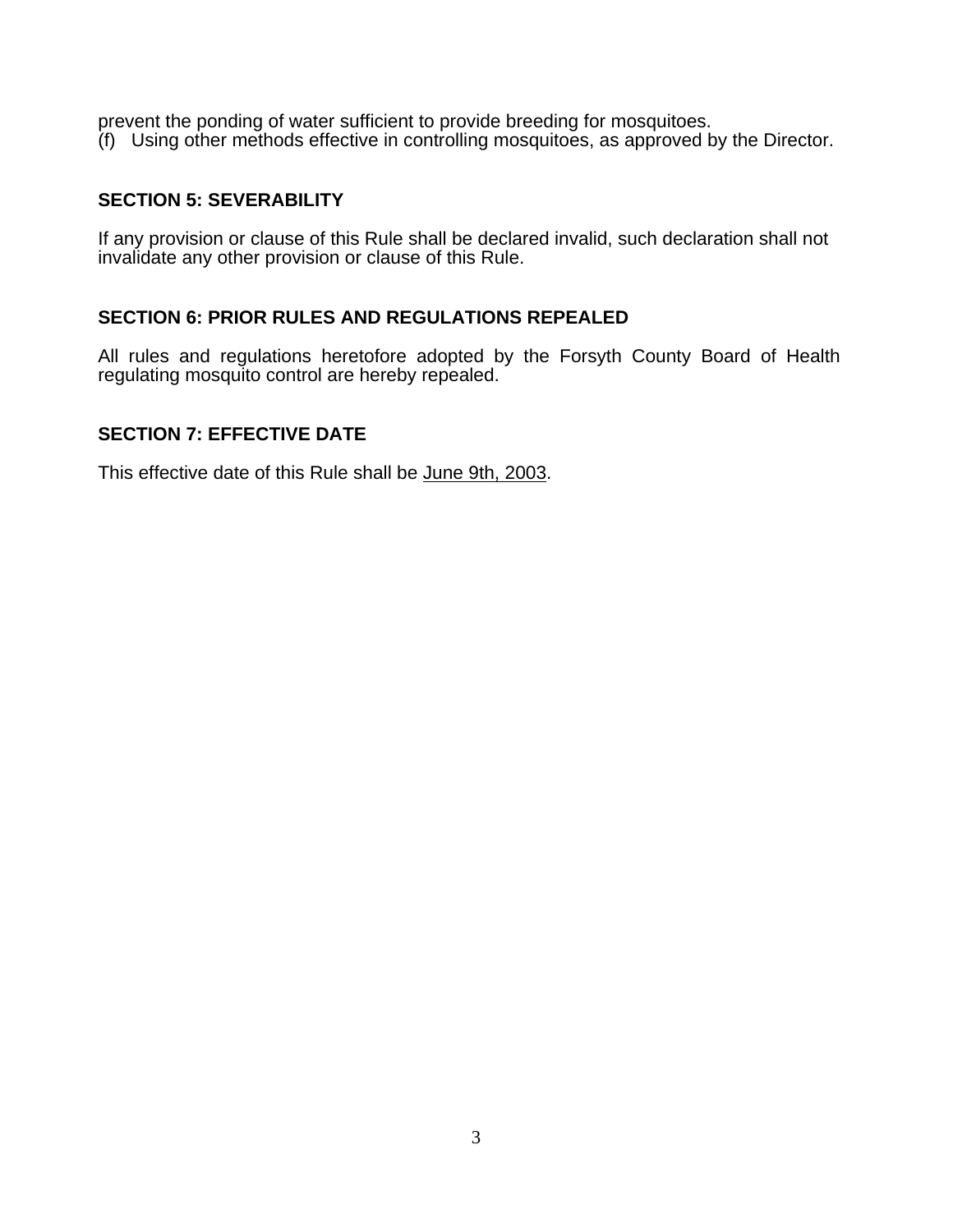prevent the ponding of water sufficient to provide breeding for mosquitoes.
(f) Using other methods effective in controlling mosquitoes, as approved by the Director.

**SECTION 5: SEVERABILITY**

If any provision or clause of this Rule shall be declared invalid, such declaration shall not invalidate any other provision or clause of this Rule.

**SECTION 6: PRIOR RULES AND REGULATIONS REPEALED**

All rules and regulations heretofore adopted by the Forsyth County Board of Health regulating mosquito control are hereby repealed.

**SECTION 7: EFFECTIVE DATE**

This effective date of this Rule shall be June 9th, 2003.